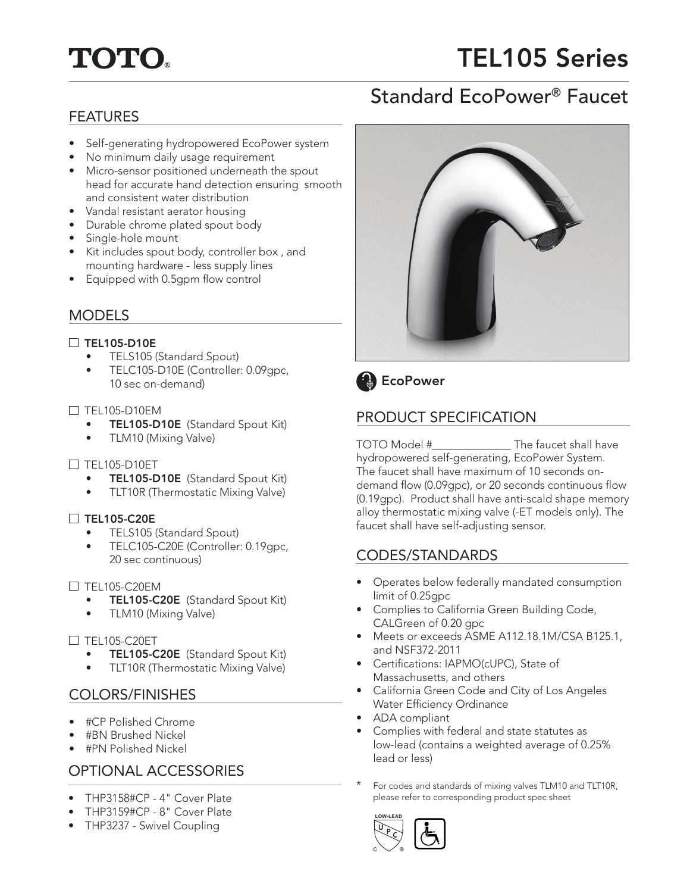# TOTO

# TEL105 Series

## Standard EcoPower® Faucet

## FEATURES

- Self-generating hydropowered EcoPower system
- No minimum daily usage requirement
- Micro-sensor positioned underneath the spout head for accurate hand detection ensuring smooth and consistent water distribution
- Vandal resistant aerator housing
- Durable chrome plated spout body
- Single-hole mount
- Kit includes spout body, controller box , and mounting hardware - less supply lines
- Equipped with 0.5gpm flow control

## MODELS

☐ **TEL105-D10E**
- TELS105 (Standard Spout)
- TELC105-D10E (Controller: 0.09gpc, 10 sec on-demand)

☐ TEL105-D10EM
- **TEL105-D10E** (Standard Spout Kit)
- TLM10 (Mixing Valve)

☐ TEL105-D10ET
- **TEL105-D10E** (Standard Spout Kit)
- TLT10R (Thermostatic Mixing Valve)

☐ **TEL105-C20E**
- TELS105 (Standard Spout)
- TELC105-C20E (Controller: 0.19gpc, 20 sec continuous)

☐ TEL105-C20EM
- **TEL105-C20E** (Standard Spout Kit)
- TLM10 (Mixing Valve)

☐ TEL105-C20ET
- **TEL105-C20E** (Standard Spout Kit)
- TLT10R (Thermostatic Mixing Valve)

## COLORS/FINISHES

- #CP Polished Chrome
- #BN Brushed Nickel
- #PN Polished Nickel

## OPTIONAL ACCESSORIES

- THP3158#CP - 4" Cover Plate
- THP3159#CP - 8" Cover Plate
- THP3237 - Swivel Coupling

**EcoPower**

## PRODUCT SPECIFICATION

TOTO Model #______________ The faucet shall have hydropowered self-generating, EcoPower System. The faucet shall have maximum of 10 seconds on-demand flow (0.09gpc), or 20 seconds continuous flow (0.19gpc). Product shall have anti-scald shape memory alloy thermostatic mixing valve (-ET models only). The faucet shall have self-adjusting sensor.

## CODES/STANDARDS

- Operates below federally mandated consumption limit of 0.25gpc
- Complies to California Green Building Code, CALGreen of 0.20 gpc
- Meets or exceeds ASME A112.18.1M/CSA B125.1, and NSF372-2011
- Certifications: IAPMO(cUPC), State of Massachusetts, and others
- California Green Code and City of Los Angeles Water Efficiency Ordinance
- ADA compliant
- Complies with federal and state statutes as low-lead (contains a weighted average of 0.25% lead or less)

\* For codes and standards of mixing valves TLM10 and TLT10R, please refer to corresponding product spec sheet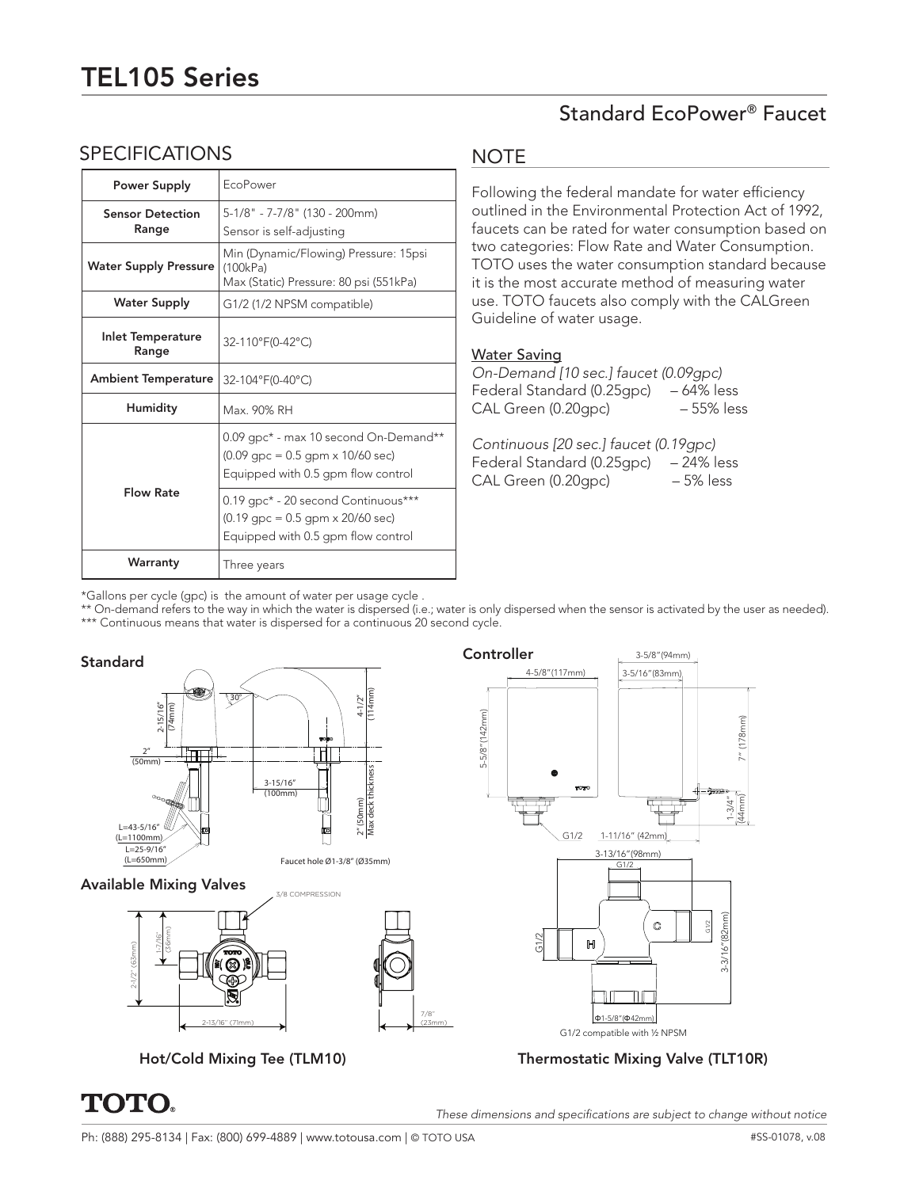# TEL105 Series

## Standard EcoPower® Faucet

## SPECIFICATIONS

| | |
|---|---|
| **Power Supply** | EcoPower |
| **Sensor Detection Range** | 5-1/8" - 7-7/8" (130 - 200mm)<br>Sensor is self-adjusting |
| **Water Supply Pressure** | Min (Dynamic/Flowing) Pressure: 15psi (100kPa)<br>Max (Static) Pressure: 80 psi (551kPa) |
| **Water Supply** | G1/2 (1/2 NPSM compatible) |
| **Inlet Temperature Range** | 32-110°F(0-42°C) |
| **Ambient Temperature** | 32-104°F(0-40°C) |
| **Humidity** | Max. 90% RH |
| **Flow Rate** | 0.09 gpc* - max 10 second On-Demand**<br>(0.09 gpc = 0.5 gpm x 10/60 sec)<br>Equipped with 0.5 gpm flow control |
| | 0.19 gpc* - 20 second Continuous***<br>(0.19 gpc = 0.5 gpm x 20/60 sec)<br>Equipped with 0.5 gpm flow control |
| **Warranty** | Three years |

## NOTE

Following the federal mandate for water efficiency outlined in the Environmental Protection Act of 1992, faucets can be rated for water consumption based on two categories: Flow Rate and Water Consumption. TOTO uses the water consumption standard because it is the most accurate method of measuring water use. TOTO faucets also comply with the CALGreen Guideline of water usage.

### Water Saving

*On-Demand [10 sec.] faucet (0.09gpc)*
Federal Standard (0.25gpc) – 64% less
CAL Green (0.20gpc) – 55% less

*Continuous [20 sec.] faucet (0.19gpc)*
Federal Standard (0.25gpc) – 24% less
CAL Green (0.20gpc) – 5% less

*Gallons per cycle (gpc) is the amount of water per usage cycle .
** On-demand refers to the way in which the water is dispersed (i.e.; water is only dispersed when the sensor is activated by the user as needed).
*** Continuous means that water is dispersed for a continuous 20 second cycle.

**Standard**

2-15/16" (74mm)
30°
4-1/2" (114mm)
2" (50mm)
3-15/16" (100mm)
2" (50mm) Max deck thickness
L=43-5/16" (L=1100mm)
L=25-9/16" (L=650mm)
Faucet hole Ø1-3/8" (Ø35mm)

**Controller**

4-5/8"(117mm)
3-5/8"(94mm)
3-5/16"(83mm)
5-5/8"(142mm)
7" (178mm)
1-3/4" (44mm)
G1/2
1-11/16" (42mm)

**Available Mixing Valves**

3/8 COMPRESSION
1-7/16" (36mm)
2-1/2" (63mm)
2-13/16" (71mm)
7/8" (23mm)

**Hot/Cold Mixing Tee (TLM10)**

3-13/16"(98mm)
G1/2
G1/2
G1/2
3-3/16"(82mm)
Φ1-5/8"(Φ42mm)
G1/2 compatible with ½ NPSM

**Thermostatic Mixing Valve (TLT10R)**

*These dimensions and specifications are subject to change without notice*

Ph: (888) 295-8134 | Fax: (800) 699-4889 | www.totousa.com | © TOTO USA

#SS-01078, v.08